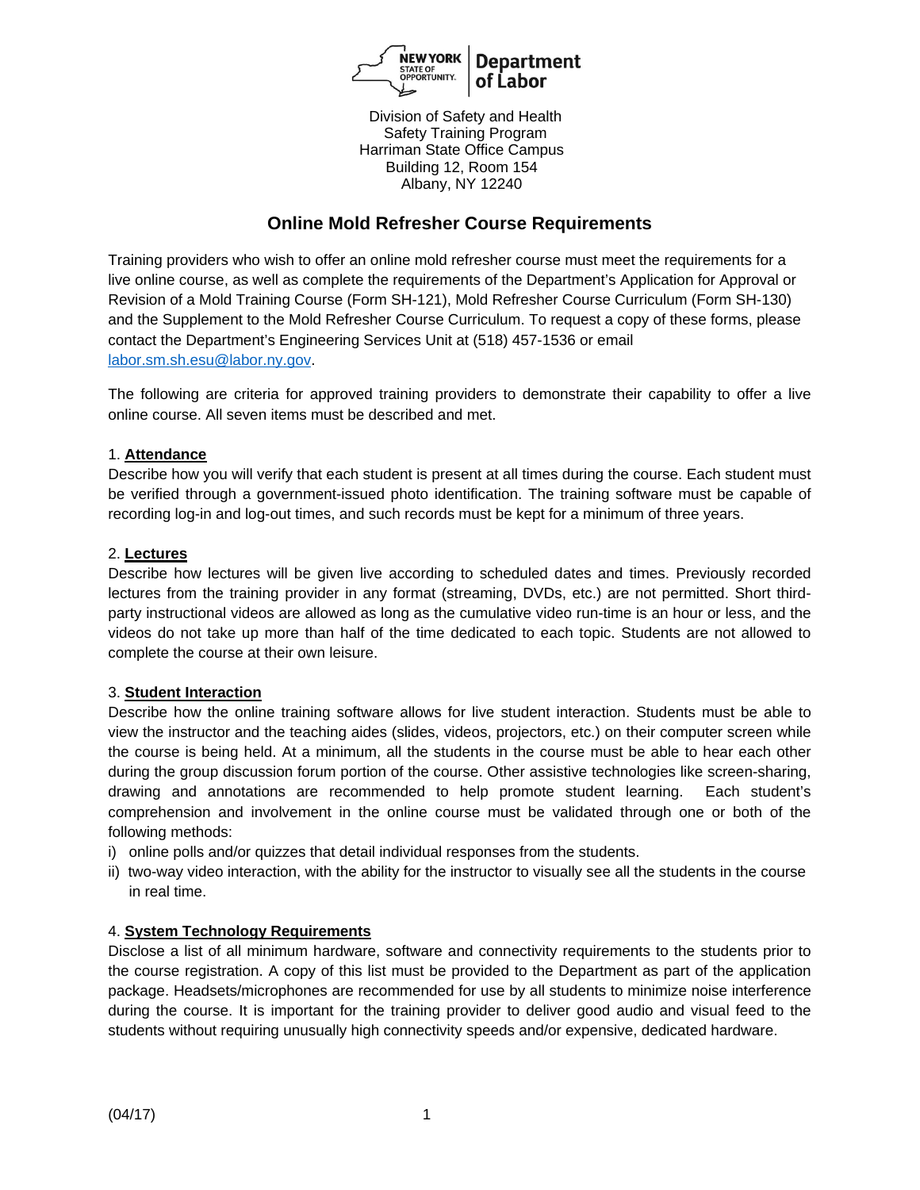NEW YORK STATE OF OPPORTUNITY. | Department of Labor

Division of Safety and Health
Safety Training Program
Harriman State Office Campus
Building 12, Room 154
Albany, NY 12240

# Online Mold Refresher Course Requirements

Training providers who wish to offer an online mold refresher course must meet the requirements for a live online course, as well as complete the requirements of the Department's Application for Approval or Revision of a Mold Training Course (Form SH-121), Mold Refresher Course Curriculum (Form SH-130) and the Supplement to the Mold Refresher Course Curriculum. To request a copy of these forms, please contact the Department's Engineering Services Unit at (518) 457-1536 or email [labor.sm.sh.esu@labor.ny.gov](mailto:labor.sm.sh.esu@labor.ny.gov).

The following are criteria for approved training providers to demonstrate their capability to offer a live online course. All seven items must be described and met.

1. **Attendance**

Describe how you will verify that each student is present at all times during the course. Each student must be verified through a government-issued photo identification. The training software must be capable of recording log-in and log-out times, and such records must be kept for a minimum of three years.

2. **Lectures**

Describe how lectures will be given live according to scheduled dates and times. Previously recorded lectures from the training provider in any format (streaming, DVDs, etc.) are not permitted. Short third-party instructional videos are allowed as long as the cumulative video run-time is an hour or less, and the videos do not take up more than half of the time dedicated to each topic. Students are not allowed to complete the course at their own leisure.

3. **Student Interaction**

Describe how the online training software allows for live student interaction. Students must be able to view the instructor and the teaching aides (slides, videos, projectors, etc.) on their computer screen while the course is being held. At a minimum, all the students in the course must be able to hear each other during the group discussion forum portion of the course. Other assistive technologies like screen-sharing, drawing and annotations are recommended to help promote student learning. Each student's comprehension and involvement in the online course must be validated through one or both of the following methods:

i) online polls and/or quizzes that detail individual responses from the students.
ii) two-way video interaction, with the ability for the instructor to visually see all the students in the course in real time.

4. **System Technology Requirements**

Disclose a list of all minimum hardware, software and connectivity requirements to the students prior to the course registration. A copy of this list must be provided to the Department as part of the application package. Headsets/microphones are recommended for use by all students to minimize noise interference during the course. It is important for the training provider to deliver good audio and visual feed to the students without requiring unusually high connectivity speeds and/or expensive, dedicated hardware.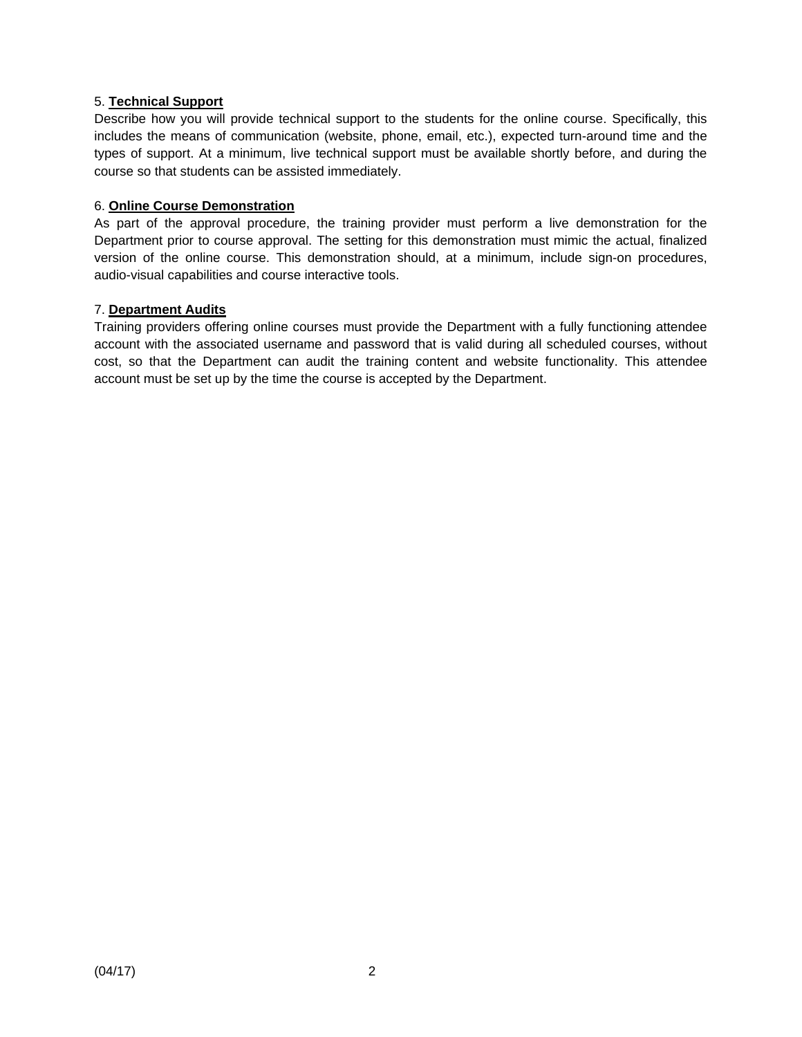5. **Technical Support**

Describe how you will provide technical support to the students for the online course. Specifically, this includes the means of communication (website, phone, email, etc.), expected turn-around time and the types of support. At a minimum, live technical support must be available shortly before, and during the course so that students can be assisted immediately.

6. **Online Course Demonstration**

As part of the approval procedure, the training provider must perform a live demonstration for the Department prior to course approval. The setting for this demonstration must mimic the actual, finalized version of the online course. This demonstration should, at a minimum, include sign-on procedures, audio-visual capabilities and course interactive tools.

7. **Department Audits**

Training providers offering online courses must provide the Department with a fully functioning attendee account with the associated username and password that is valid during all scheduled courses, without cost, so that the Department can audit the training content and website functionality. This attendee account must be set up by the time the course is accepted by the Department.

(04/17)